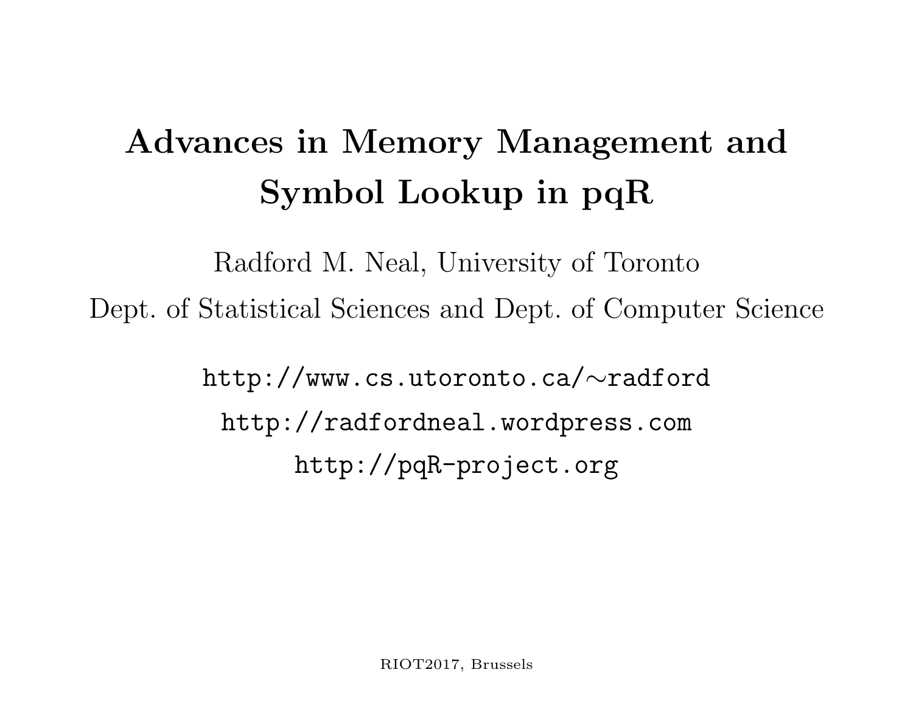# Advances in Memory Management and Symbol Lookup in pqR

Radford M. Neal, University of Toronto

Dept. of Statistical Sciences and Dept. of Computer Science

`http://www.cs.utoronto.ca/~radford`

`http://radfordneal.wordpress.com`

`http://pqR-project.org`

RIOT2017, Brussels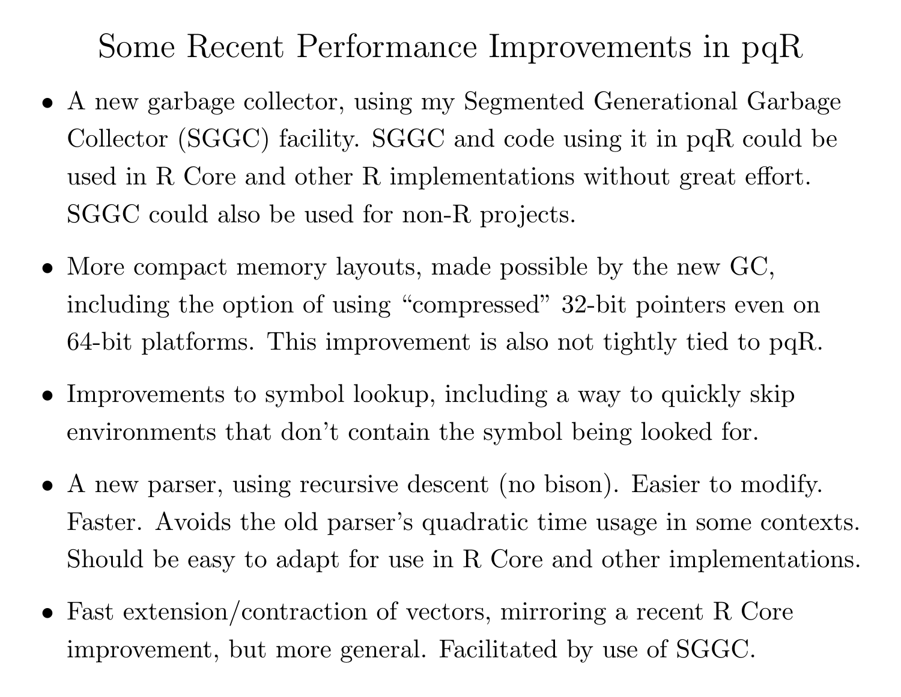# Some Recent Performance Improvements in pqR

- A new garbage collector, using my Segmented Generational Garbage Collector (SGGC) facility. SGGC and code using it in pqR could be used in R Core and other R implementations without great effort. SGGC could also be used for non-R projects.

- More compact memory layouts, made possible by the new GC, including the option of using "compressed" 32-bit pointers even on 64-bit platforms. This improvement is also not tightly tied to pqR.

- Improvements to symbol lookup, including a way to quickly skip environments that don't contain the symbol being looked for.

- A new parser, using recursive descent (no bison). Easier to modify. Faster. Avoids the old parser's quadratic time usage in some contexts. Should be easy to adapt for use in R Core and other implementations.

- Fast extension/contraction of vectors, mirroring a recent R Core improvement, but more general. Facilitated by use of SGGC.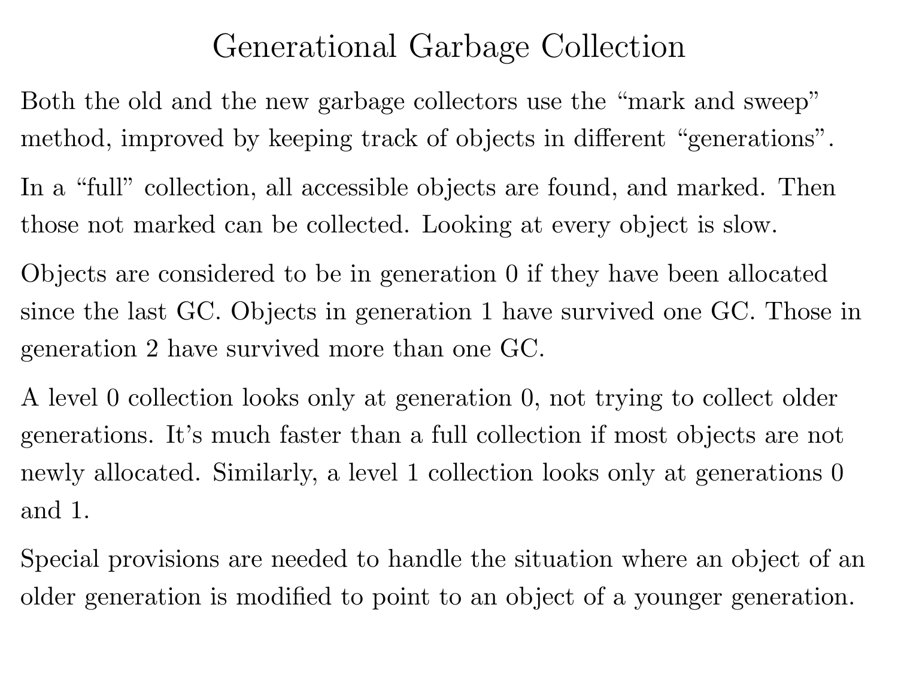# Generational Garbage Collection

Both the old and the new garbage collectors use the “mark and sweep” method, improved by keeping track of objects in different “generations”.

In a “full” collection, all accessible objects are found, and marked. Then those not marked can be collected. Looking at every object is slow.

Objects are considered to be in generation 0 if they have been allocated since the last GC. Objects in generation 1 have survived one GC. Those in generation 2 have survived more than one GC.

A level 0 collection looks only at generation 0, not trying to collect older generations. It’s much faster than a full collection if most objects are not newly allocated. Similarly, a level 1 collection looks only at generations 0 and 1.

Special provisions are needed to handle the situation where an object of an older generation is modified to point to an object of a younger generation.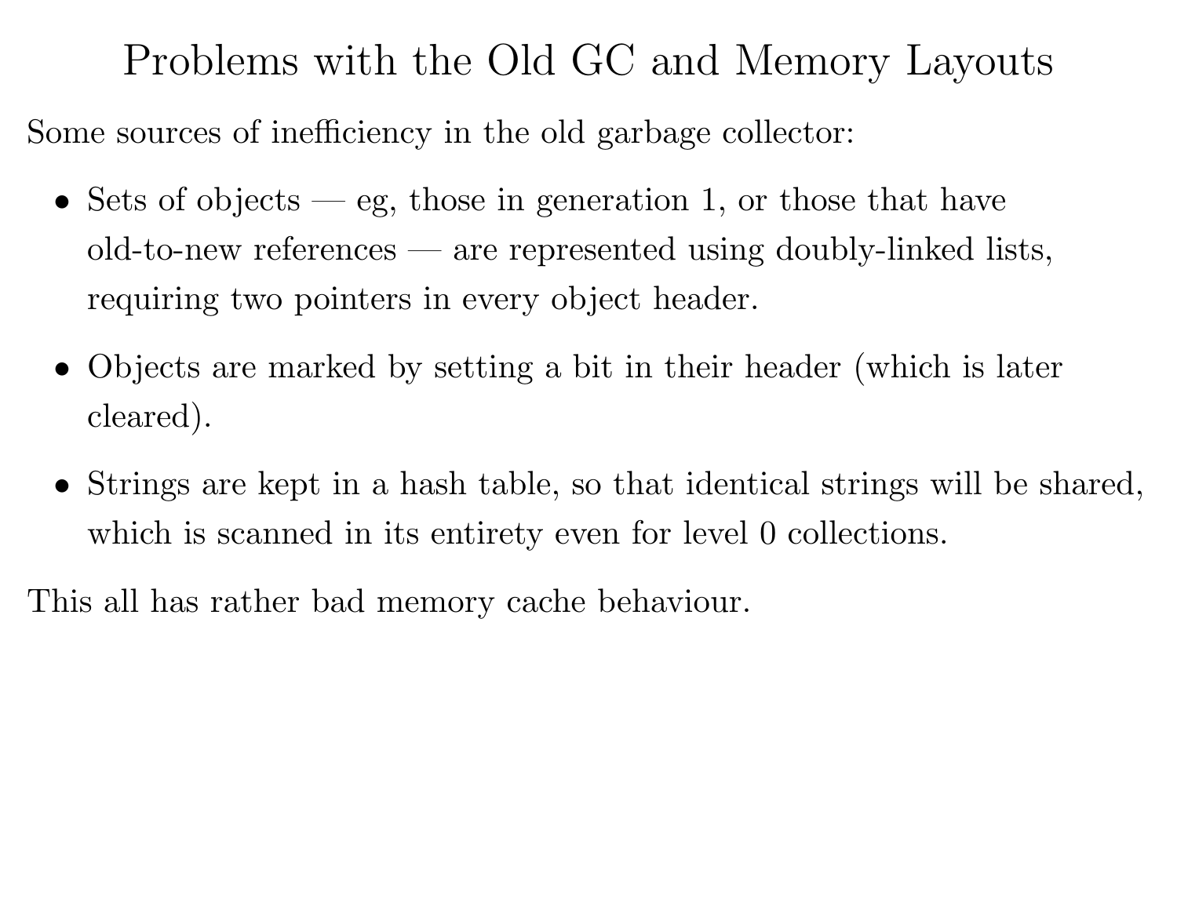# Problems with the Old GC and Memory Layouts

Some sources of inefficiency in the old garbage collector:

- Sets of objects — eg, those in generation 1, or those that have old-to-new references — are represented using doubly-linked lists, requiring two pointers in every object header.
- Objects are marked by setting a bit in their header (which is later cleared).
- Strings are kept in a hash table, so that identical strings will be shared, which is scanned in its entirety even for level 0 collections.

This all has rather bad memory cache behaviour.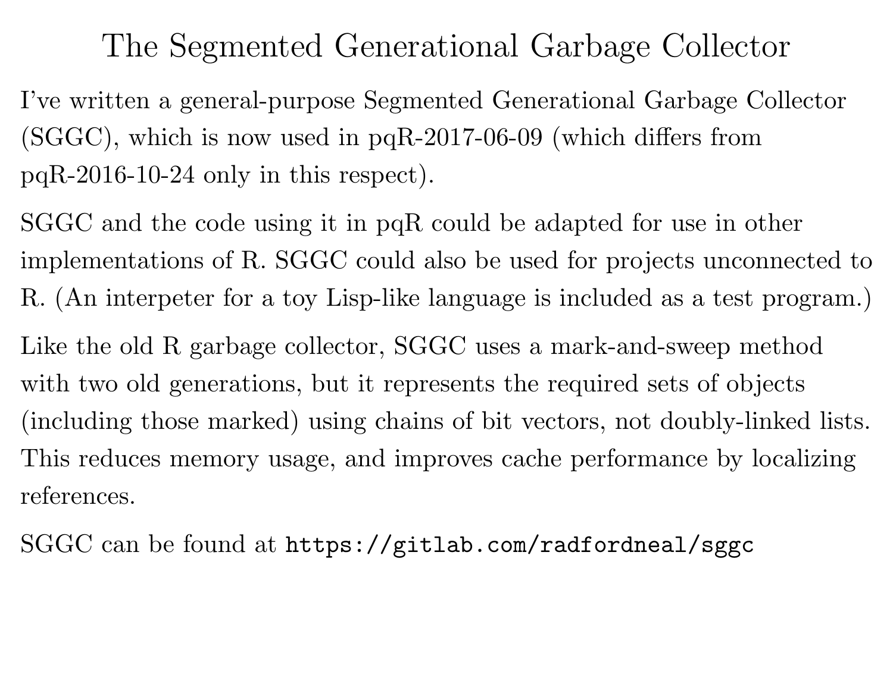# The Segmented Generational Garbage Collector

I've written a general-purpose Segmented Generational Garbage Collector (SGGC), which is now used in pqR-2017-06-09 (which differs from pqR-2016-10-24 only in this respect).

SGGC and the code using it in pqR could be adapted for use in other implementations of R. SGGC could also be used for projects unconnected to R. (An interpeter for a toy Lisp-like language is included as a test program.)

Like the old R garbage collector, SGGC uses a mark-and-sweep method with two old generations, but it represents the required sets of objects (including those marked) using chains of bit vectors, not doubly-linked lists. This reduces memory usage, and improves cache performance by localizing references.

SGGC can be found at `https://gitlab.com/radfordneal/sggc`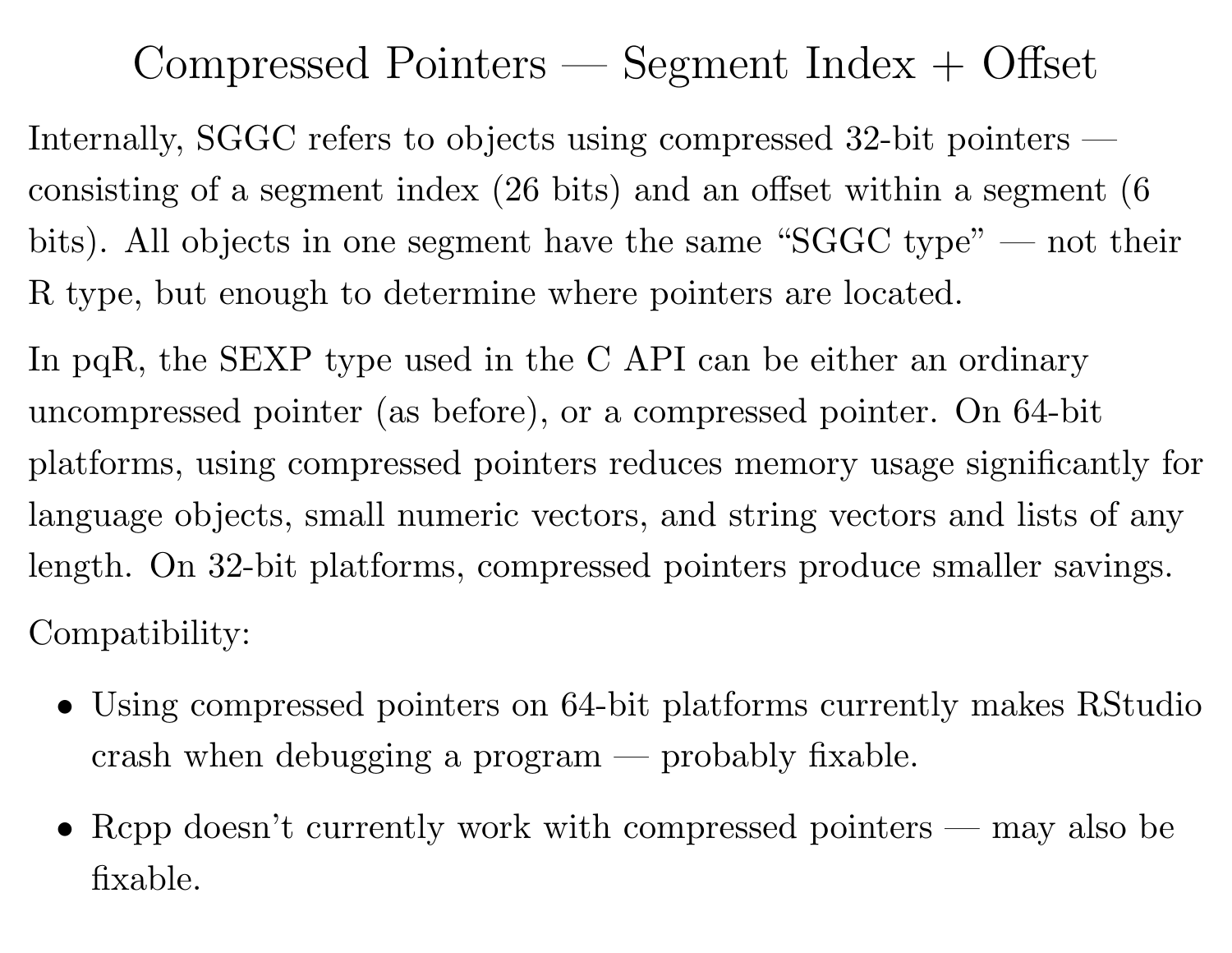# Compressed Pointers — Segment Index + Offset

Internally, SGGC refers to objects using compressed 32-bit pointers — consisting of a segment index (26 bits) and an offset within a segment (6 bits). All objects in one segment have the same "SGGC type" — not their R type, but enough to determine where pointers are located.

In pqR, the SEXP type used in the C API can be either an ordinary uncompressed pointer (as before), or a compressed pointer. On 64-bit platforms, using compressed pointers reduces memory usage significantly for language objects, small numeric vectors, and string vectors and lists of any length. On 32-bit platforms, compressed pointers produce smaller savings.

Compatibility:

- Using compressed pointers on 64-bit platforms currently makes RStudio crash when debugging a program — probably fixable.
- Rcpp doesn't currently work with compressed pointers — may also be fixable.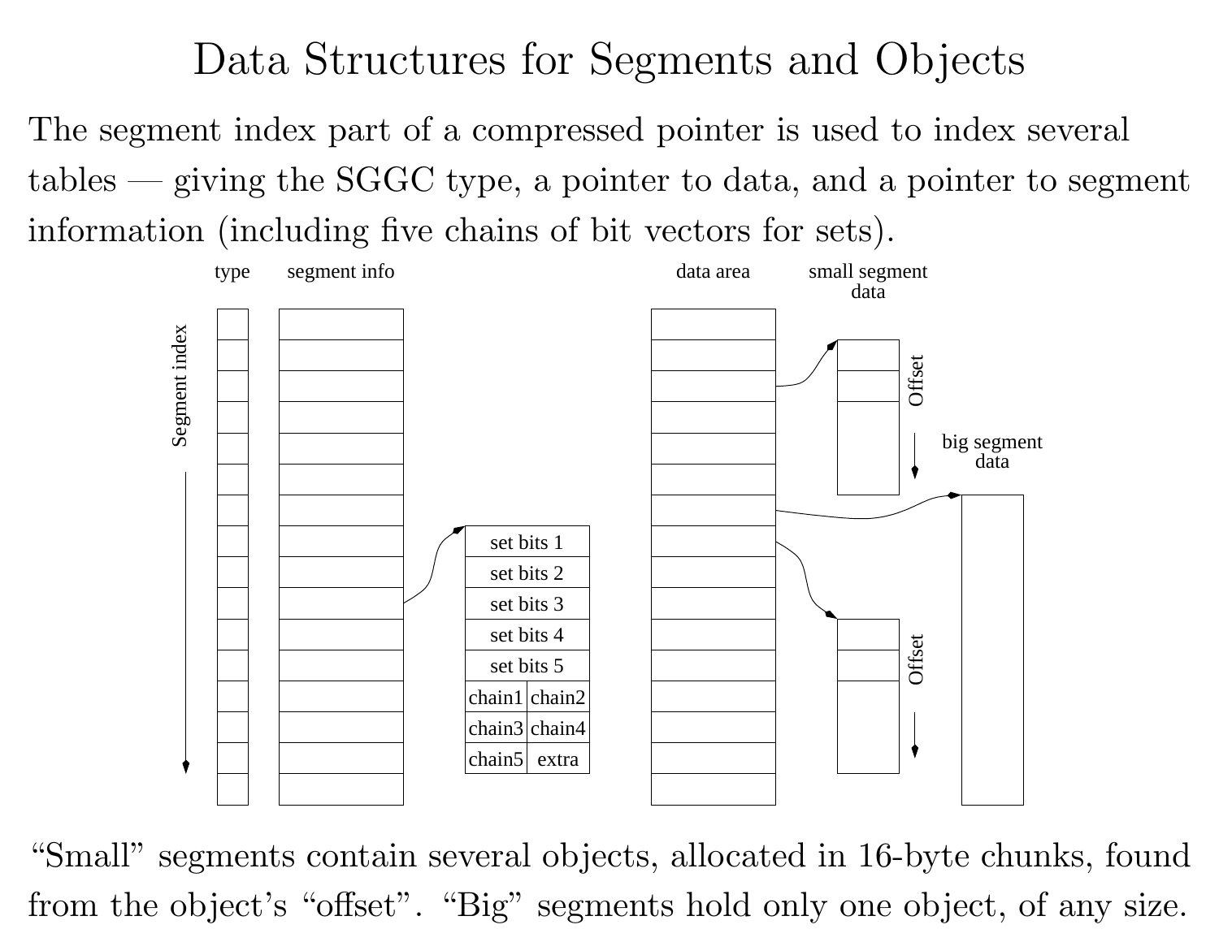# Data Structures for Segments and Objects

The segment index part of a compressed pointer is used to index several tables — giving the SGGC type, a pointer to data, and a pointer to segment information (including five chains of bit vectors for sets).

“Small” segments contain several objects, allocated in 16-byte chunks, found from the object’s “offset”. “Big” segments hold only one object, of any size.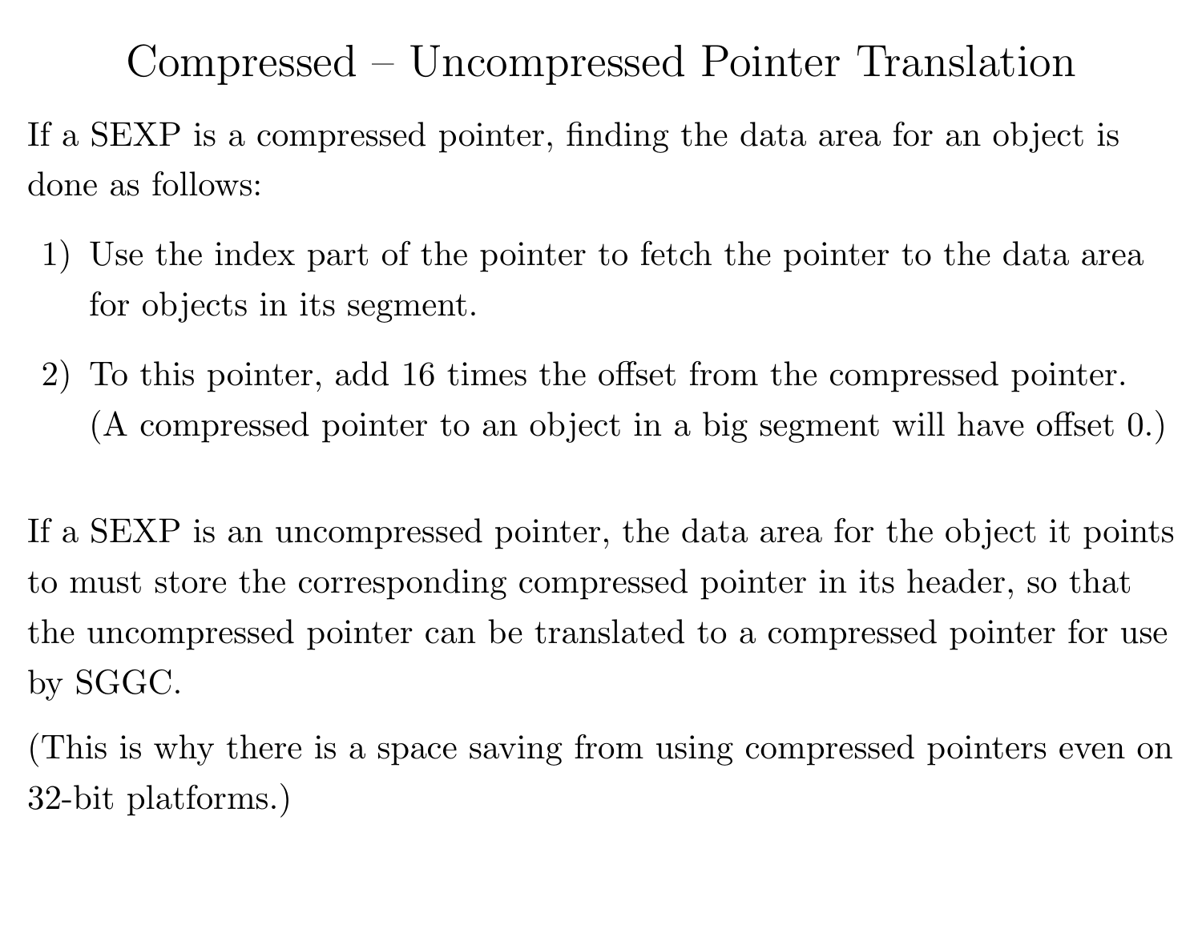# Compressed – Uncompressed Pointer Translation

If a SEXP is a compressed pointer, finding the data area for an object is done as follows:

1) Use the index part of the pointer to fetch the pointer to the data area for objects in its segment.

2) To this pointer, add 16 times the offset from the compressed pointer. (A compressed pointer to an object in a big segment will have offset 0.)

If a SEXP is an uncompressed pointer, the data area for the object it points to must store the corresponding compressed pointer in its header, so that the uncompressed pointer can be translated to a compressed pointer for use by SGGC.

(This is why there is a space saving from using compressed pointers even on 32-bit platforms.)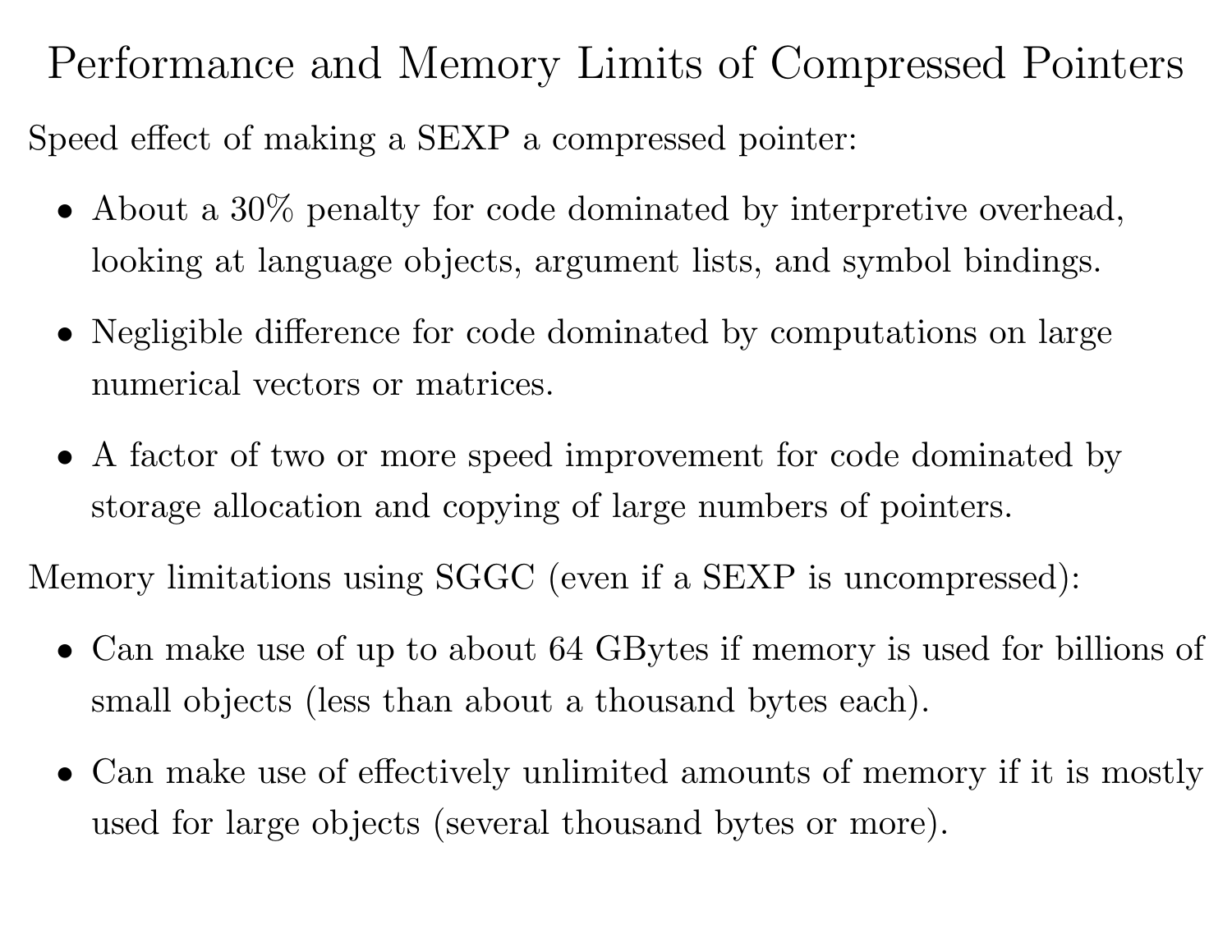# Performance and Memory Limits of Compressed Pointers

Speed effect of making a SEXP a compressed pointer:

- About a 30% penalty for code dominated by interpretive overhead, looking at language objects, argument lists, and symbol bindings.
- Negligible difference for code dominated by computations on large numerical vectors or matrices.
- A factor of two or more speed improvement for code dominated by storage allocation and copying of large numbers of pointers.

Memory limitations using SGGC (even if a SEXP is uncompressed):

- Can make use of up to about 64 GBytes if memory is used for billions of small objects (less than about a thousand bytes each).
- Can make use of effectively unlimited amounts of memory if it is mostly used for large objects (several thousand bytes or more).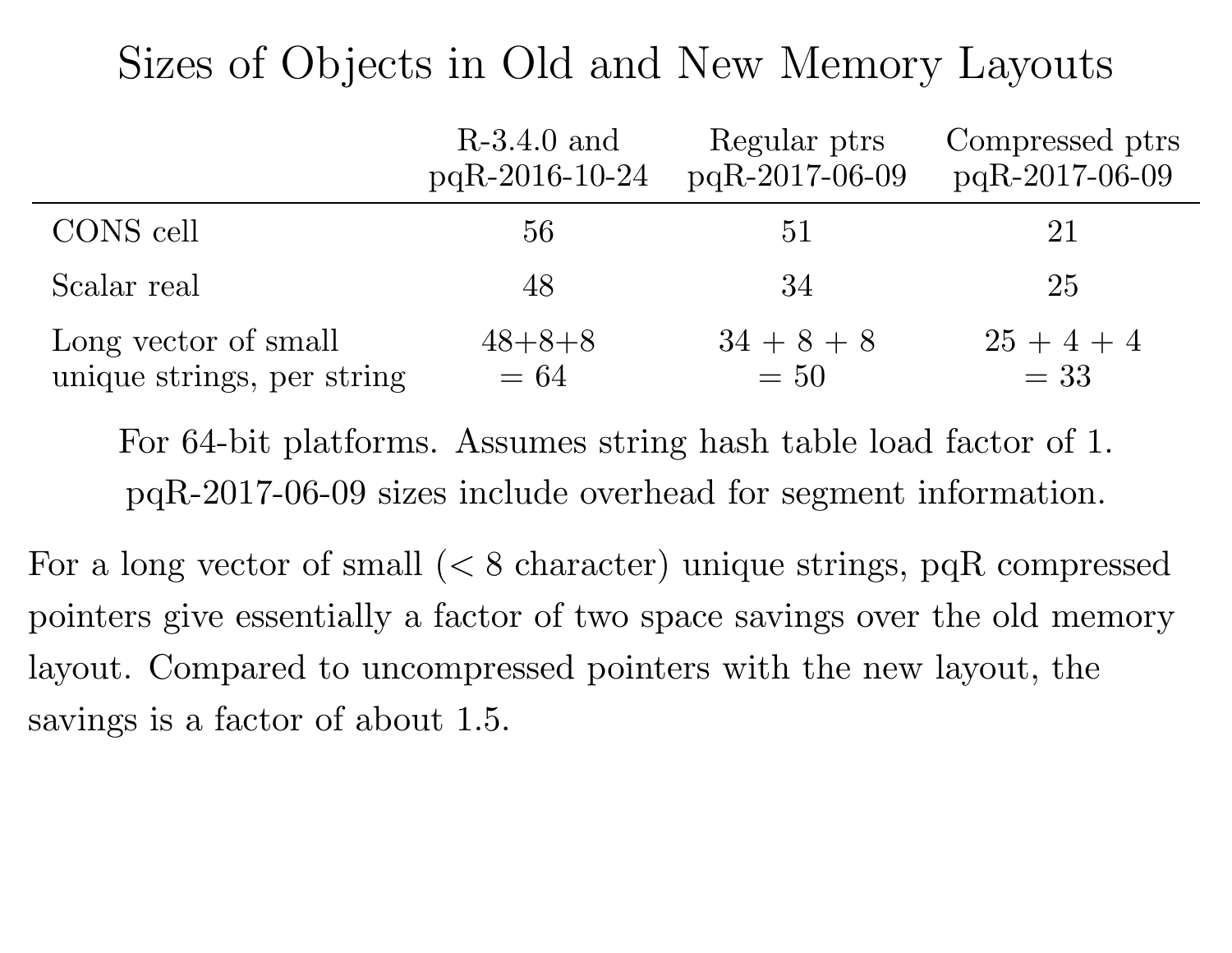# Sizes of Objects in Old and New Memory Layouts

| | R-3.4.0 and pqR-2016-10-24 | Regular ptrs pqR-2017-06-09 | Compressed ptrs pqR-2017-06-09 |
|---|---|---|---|
| CONS cell | 56 | 51 | 21 |
| Scalar real | 48 | 34 | 25 |
| Long vector of small unique strings, per string | 48+8+8 = 64 | 34 + 8 + 8 = 50 | 25 + 4 + 4 = 33 |

For 64-bit platforms. Assumes string hash table load factor of 1.
pqR-2017-06-09 sizes include overhead for segment information.

For a long vector of small (< 8 character) unique strings, pqR compressed pointers give essentially a factor of two space savings over the old memory layout. Compared to uncompressed pointers with the new layout, the savings is a factor of about 1.5.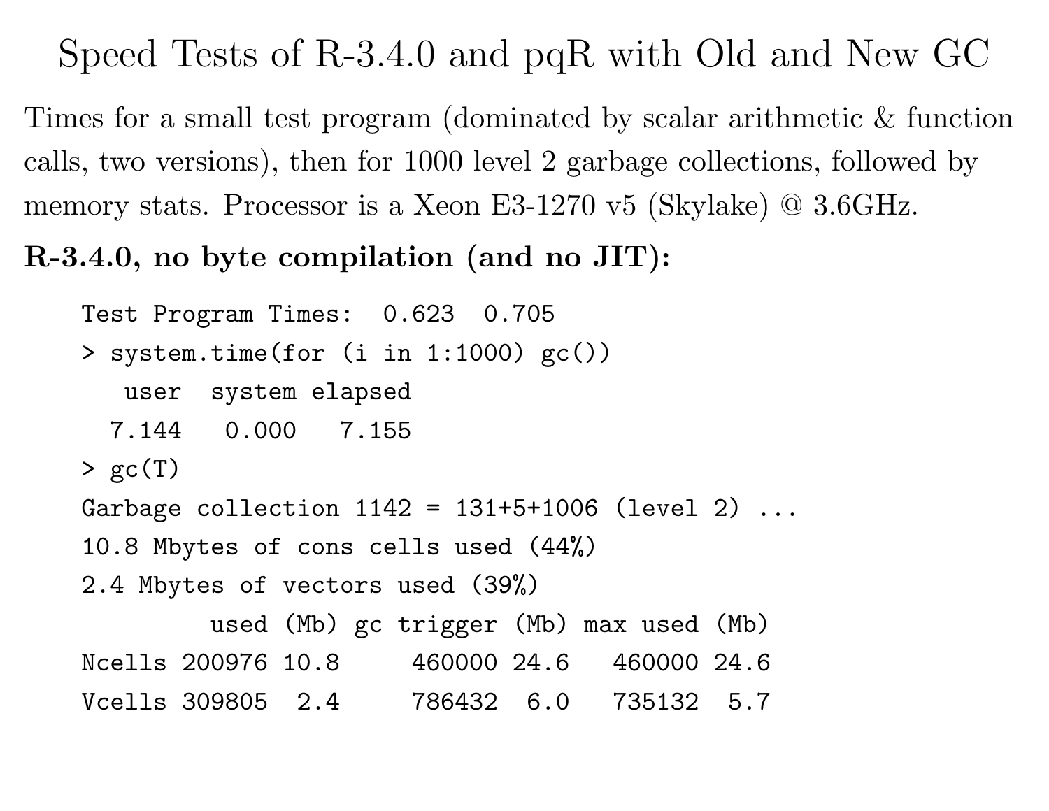# Speed Tests of R-3.4.0 and pqR with Old and New GC

Times for a small test program (dominated by scalar arithmetic & function calls, two versions), then for 1000 level 2 garbage collections, followed by memory stats. Processor is a Xeon E3-1270 v5 (Skylake) @ 3.6GHz.

**R-3.4.0, no byte compilation (and no JIT):**

```
Test Program Times:  0.623  0.705
> system.time(for (i in 1:1000) gc())
   user  system elapsed
  7.144   0.000   7.155
> gc(T)
Garbage collection 1142 = 131+5+1006 (level 2) ...
10.8 Mbytes of cons cells used (44%)
2.4 Mbytes of vectors used (39%)
         used (Mb) gc trigger (Mb) max used (Mb)
Ncells 200976 10.8     460000 24.6   460000 24.6
Vcells 309805  2.4     786432  6.0   735132  5.7
```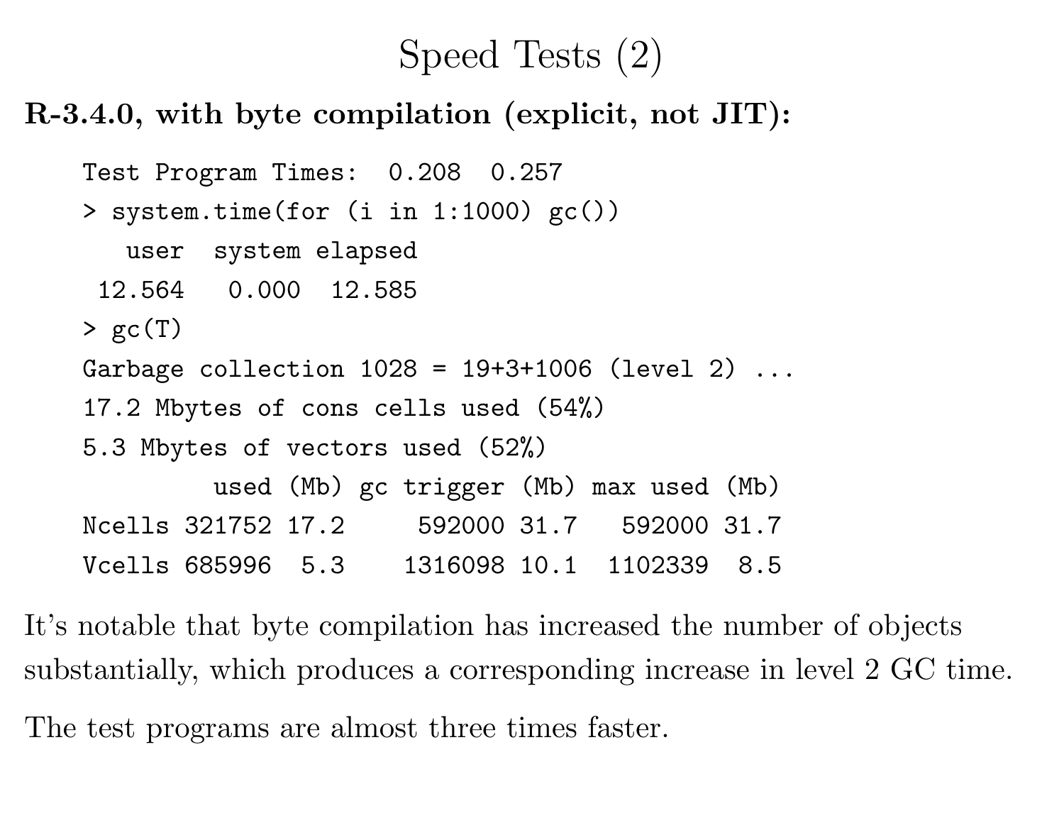# Speed Tests (2)

**R-3.4.0, with byte compilation (explicit, not JIT):**

```
Test Program Times:  0.208  0.257
> system.time(for (i in 1:1000) gc())
   user  system elapsed
 12.564   0.000  12.585
> gc(T)
Garbage collection 1028 = 19+3+1006 (level 2) ...
17.2 Mbytes of cons cells used (54%)
5.3 Mbytes of vectors used (52%)
         used (Mb) gc trigger (Mb) max used (Mb)
Ncells 321752 17.2     592000 31.7   592000 31.7
Vcells 685996  5.3    1316098 10.1  1102339  8.5
```

It's notable that byte compilation has increased the number of objects substantially, which produces a corresponding increase in level 2 GC time.

The test programs are almost three times faster.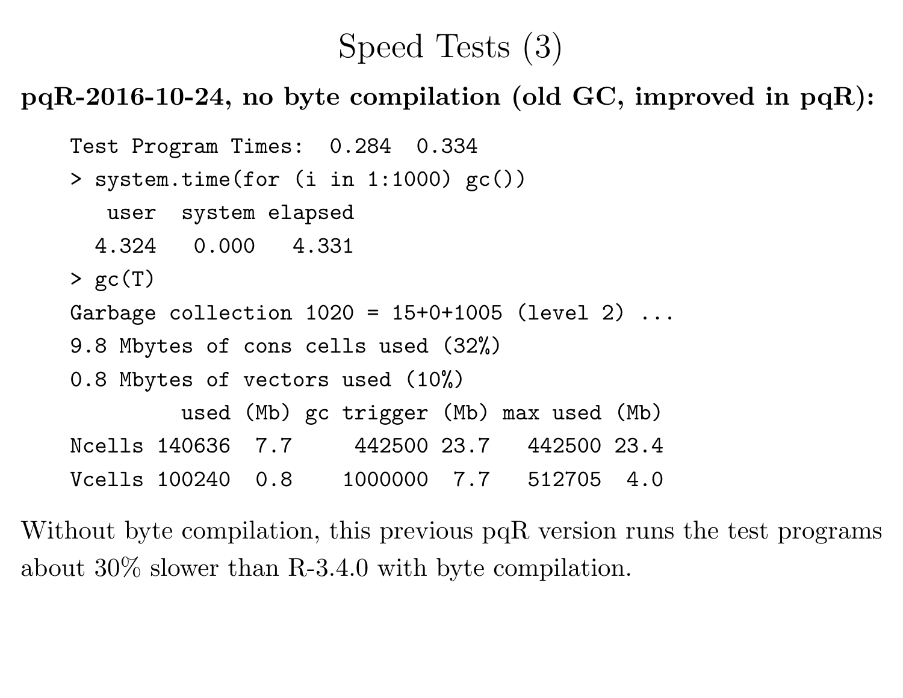# Speed Tests (3)

**pqR-2016-10-24, no byte compilation (old GC, improved in pqR):**

```
Test Program Times:  0.284  0.334
> system.time(for (i in 1:1000) gc())
   user  system elapsed
  4.324   0.000   4.331
> gc(T)
Garbage collection 1020 = 15+0+1005 (level 2) ...
9.8 Mbytes of cons cells used (32%)
0.8 Mbytes of vectors used (10%)
         used (Mb) gc trigger (Mb) max used (Mb)
Ncells 140636  7.7     442500 23.7   442500 23.4
Vcells 100240  0.8    1000000  7.7   512705  4.0
```

Without byte compilation, this previous pqR version runs the test programs about 30% slower than R-3.4.0 with byte compilation.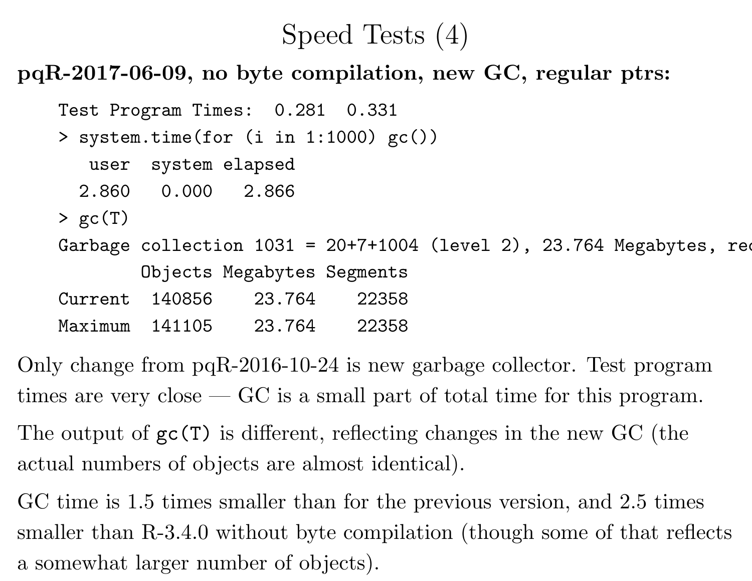# Speed Tests (4)

**pqR-2017-06-09, no byte compilation, new GC, regular ptrs:**

```
Test Program Times:  0.281  0.331
> system.time(for (i in 1:1000) gc())
   user  system elapsed
  2.860   0.000   2.866
> gc(T)
Garbage collection 1031 = 20+7+1004 (level 2), 23.764 Megabytes, rec
        Objects Megabytes Segments
Current  140856    23.764    22358
Maximum  141105    23.764    22358
```

Only change from pqR-2016-10-24 is new garbage collector. Test program times are very close — GC is a small part of total time for this program.

The output of `gc(T)` is different, reflecting changes in the new GC (the actual numbers of objects are almost identical).

GC time is 1.5 times smaller than for the previous version, and 2.5 times smaller than R-3.4.0 without byte compilation (though some of that reflects a somewhat larger number of objects).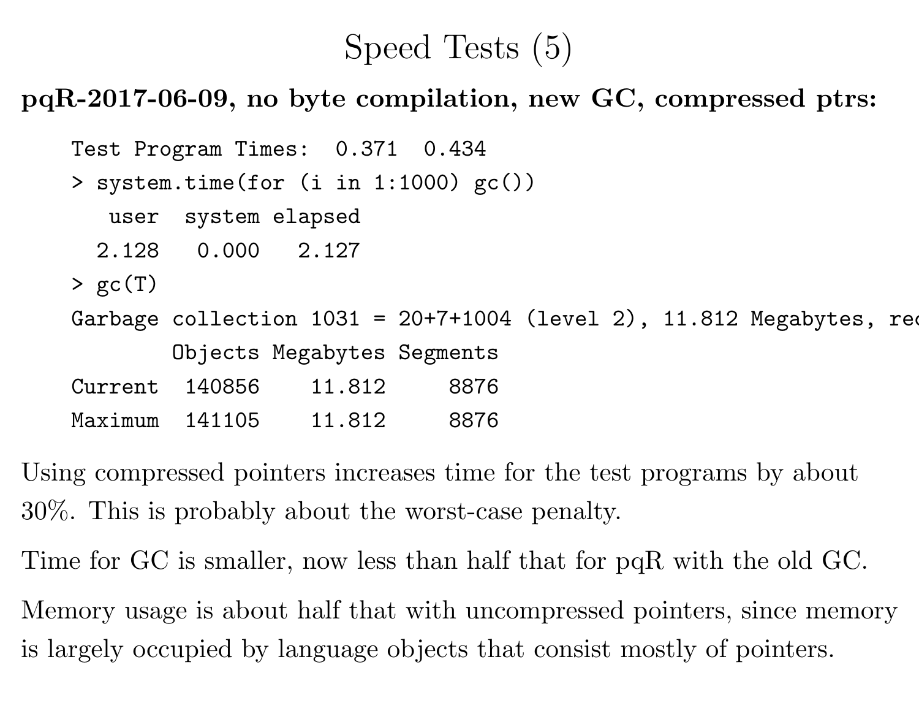# Speed Tests (5)

**pqR-2017-06-09, no byte compilation, new GC, compressed ptrs:**

```
Test Program Times:  0.371  0.434
> system.time(for (i in 1:1000) gc())
   user  system elapsed
  2.128   0.000   2.127
> gc(T)
Garbage collection 1031 = 20+7+1004 (level 2), 11.812 Megabytes, rec
        Objects Megabytes Segments
Current  140856    11.812     8876
Maximum  141105    11.812     8876
```

Using compressed pointers increases time for the test programs by about 30%. This is probably about the worst-case penalty.

Time for GC is smaller, now less than half that for pqR with the old GC.

Memory usage is about half that with uncompressed pointers, since memory is largely occupied by language objects that consist mostly of pointers.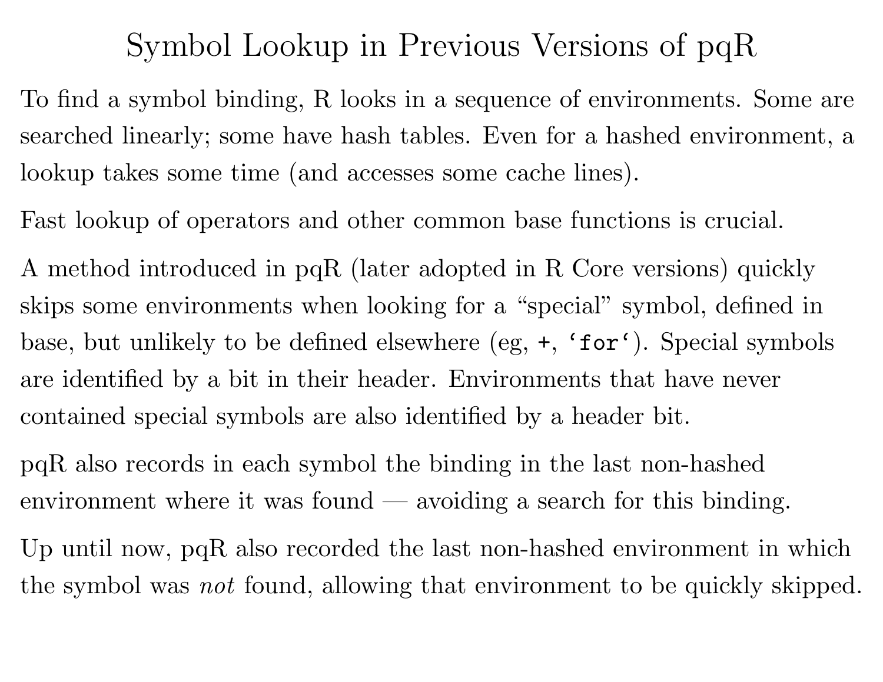# Symbol Lookup in Previous Versions of pqR

To find a symbol binding, R looks in a sequence of environments. Some are searched linearly; some have hash tables. Even for a hashed environment, a lookup takes some time (and accesses some cache lines).

Fast lookup of operators and other common base functions is crucial.

A method introduced in pqR (later adopted in R Core versions) quickly skips some environments when looking for a "special" symbol, defined in base, but unlikely to be defined elsewhere (eg, `+`, `` `for` ``). Special symbols are identified by a bit in their header. Environments that have never contained special symbols are also identified by a header bit.

pqR also records in each symbol the binding in the last non-hashed environment where it was found — avoiding a search for this binding.

Up until now, pqR also recorded the last non-hashed environment in which the symbol was *not* found, allowing that environment to be quickly skipped.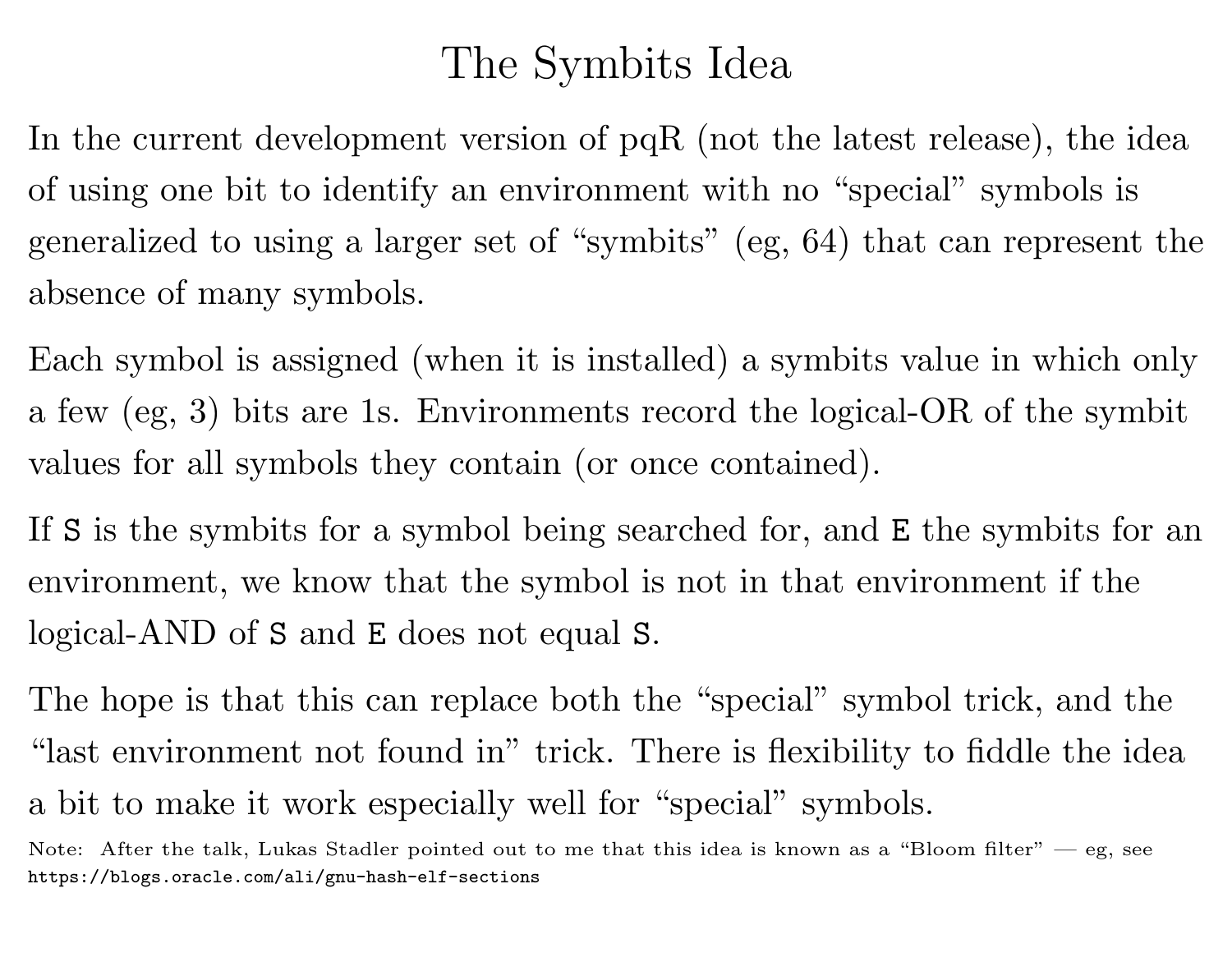# The Symbits Idea

In the current development version of pqR (not the latest release), the idea of using one bit to identify an environment with no "special" symbols is generalized to using a larger set of "symbits" (eg, 64) that can represent the absence of many symbols.

Each symbol is assigned (when it is installed) a symbits value in which only a few (eg, 3) bits are 1s. Environments record the logical-OR of the symbit values for all symbols they contain (or once contained).

If `S` is the symbits for a symbol being searched for, and `E` the symbits for an environment, we know that the symbol is not in that environment if the logical-AND of `S` and `E` does not equal `S`.

The hope is that this can replace both the "special" symbol trick, and the "last environment not found in" trick. There is flexibility to fiddle the idea a bit to make it work especially well for "special" symbols.

Note: After the talk, Lukas Stadler pointed out to me that this idea is known as a "Bloom filter" — eg, see `https://blogs.oracle.com/ali/gnu-hash-elf-sections`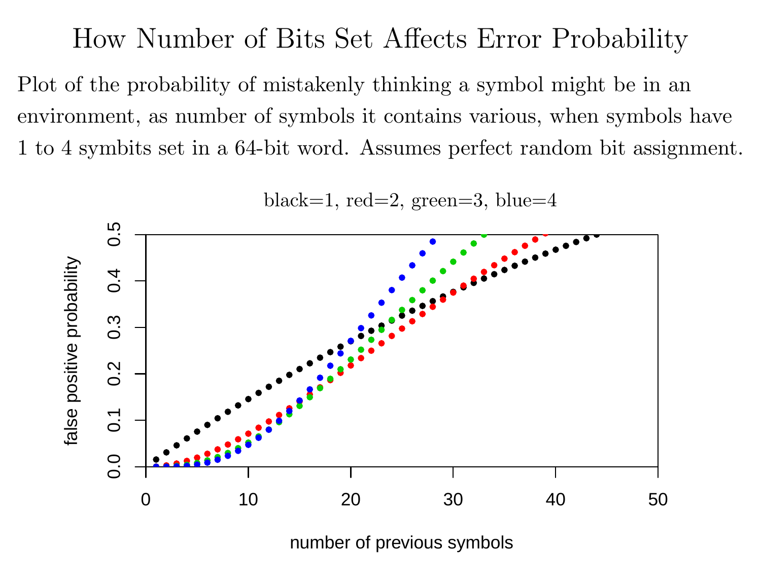# How Number of Bits Set Affects Error Probability

Plot of the probability of mistakenly thinking a symbol might be in an environment, as number of symbols it contains various, when symbols have 1 to 4 symbits set in a 64-bit word. Assumes perfect random bit assignment.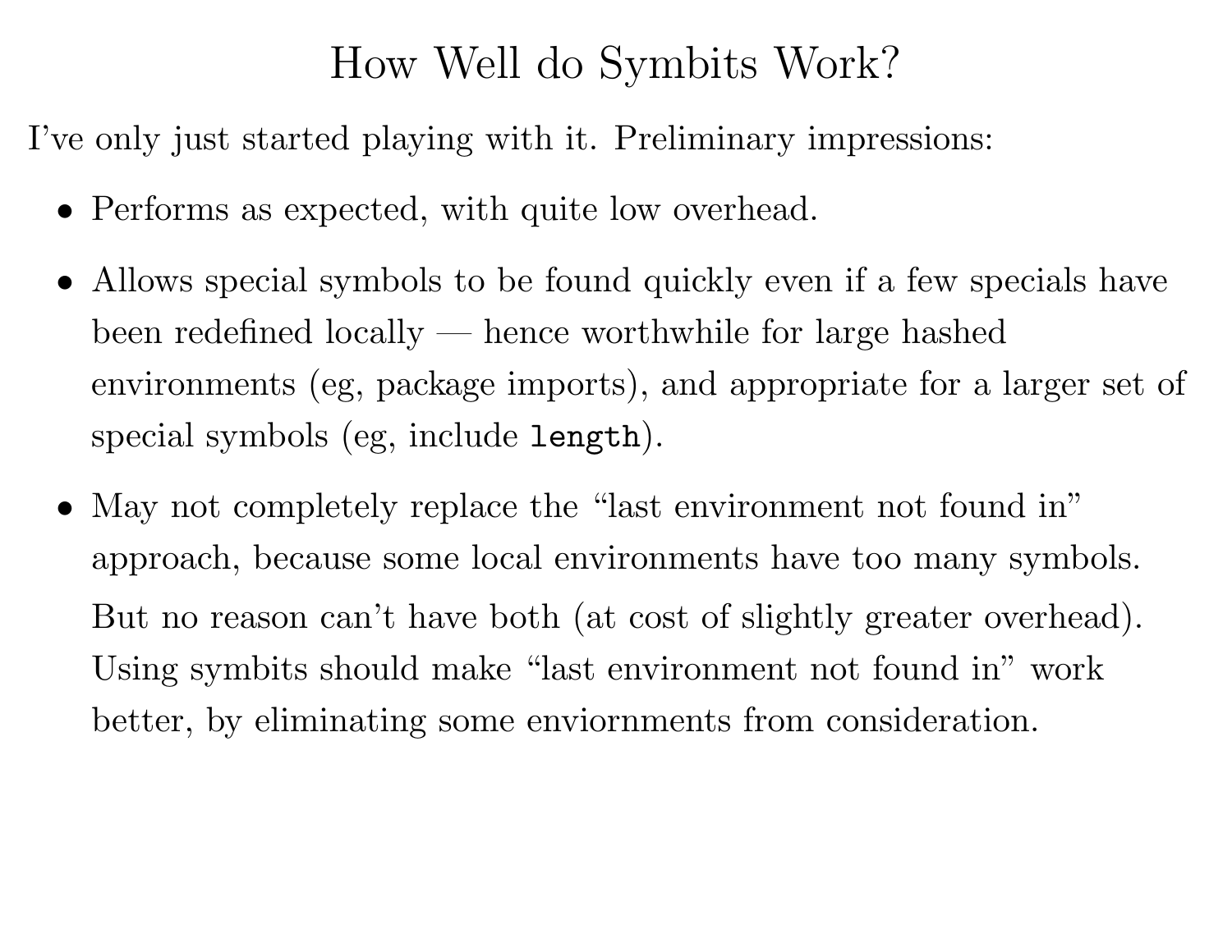# How Well do Symbits Work?

I've only just started playing with it. Preliminary impressions:

- Performs as expected, with quite low overhead.
- Allows special symbols to be found quickly even if a few specials have been redefined locally — hence worthwhile for large hashed environments (eg, package imports), and appropriate for a larger set of special symbols (eg, include `length`).
- May not completely replace the "last environment not found in" approach, because some local environments have too many symbols.

  But no reason can't have both (at cost of slightly greater overhead). Using symbits should make "last environment not found in" work better, by eliminating some enviornments from consideration.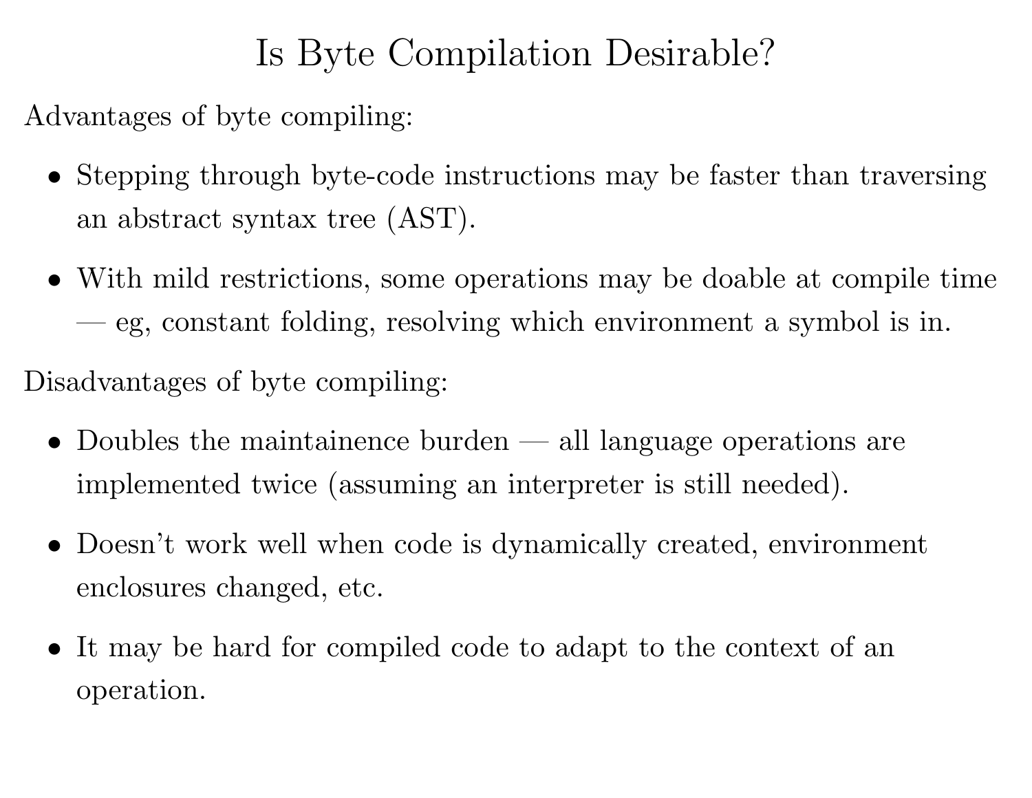# Is Byte Compilation Desirable?

Advantages of byte compiling:

- Stepping through byte-code instructions may be faster than traversing an abstract syntax tree (AST).
- With mild restrictions, some operations may be doable at compile time — eg, constant folding, resolving which environment a symbol is in.

Disadvantages of byte compiling:

- Doubles the maintainence burden — all language operations are implemented twice (assuming an interpreter is still needed).
- Doesn't work well when code is dynamically created, environment enclosures changed, etc.
- It may be hard for compiled code to adapt to the context of an operation.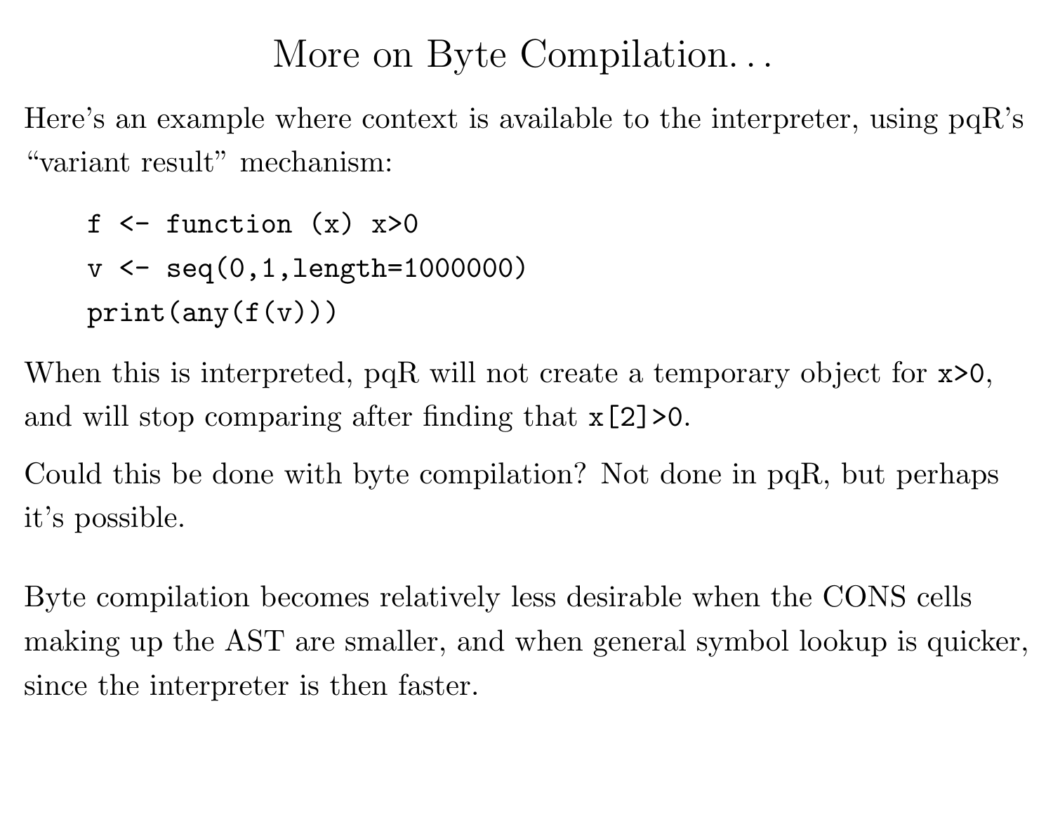# More on Byte Compilation. . .

Here's an example where context is available to the interpreter, using pqR's "variant result" mechanism:

```
f <- function (x) x>0
v <- seq(0,1,length=1000000)
print(any(f(v)))
```

When this is interpreted, pqR will not create a temporary object for `x>0`, and will stop comparing after finding that `x[2]>0`.

Could this be done with byte compilation? Not done in pqR, but perhaps it's possible.

Byte compilation becomes relatively less desirable when the CONS cells making up the AST are smaller, and when general symbol lookup is quicker, since the interpreter is then faster.